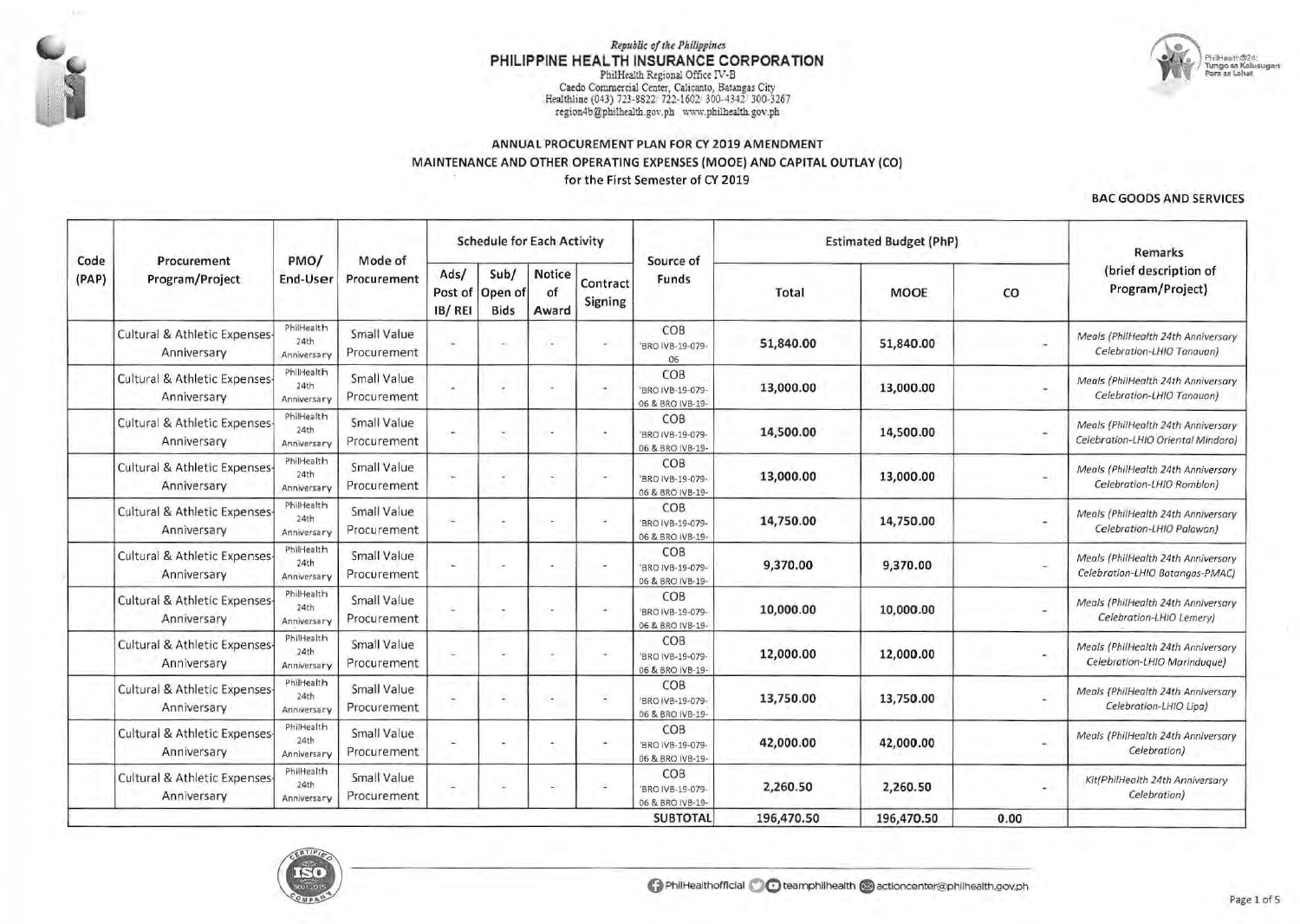*Republic of the Philippines*

**PHILIPPINE HEALTH INSURANCE CORPORATION**

PhilHealth Regional Office IV-B
Caedo Commercial Center, Calicanto, Batangas City
Healthline (043) 723-8822/ 722-1602/ 300-4342/ 300-3267
region4b@philhealth.gov.ph www.philhealth.gov.ph

PhilHealth@24: Tungo sa Kalusugan Para sa Lahat

## ANNUAL PROCUREMENT PLAN FOR CY 2019 AMENDMENT
## MAINTENANCE AND OTHER OPERATING EXPENSES (MOOE) AND CAPITAL OUTLAY (CO)
### for the First Semester of CY 2019

**BAC GOODS AND SERVICES**

| Code (PAP) | Procurement Program/Project | PMO/ End-User | Mode of Procurement | Schedule for Each Activity | | | | Source of Funds | Estimated Budget (PhP) | | | Remarks (brief description of Program/Project) |
|---|---|---|---|---|---|---|---|---|---|---|---|---|
| | | | | Ads/ Post of IB/ REI | Sub/ Open of Bids | Notice of Award | Contract Signing | | Total | MOOE | CO | |
| | Cultural & Athletic Expenses-Anniversary | PhilHealth 24th Anniversary | Small Value Procurement | - | - | - | - | COB 'BRO IVB-19-079-06 | 51,840.00 | 51,840.00 | - | *Meals (PhilHealth 24th Anniversary Celebration-LHIO Tanauan)* |
| | Cultural & Athletic Expenses-Anniversary | PhilHealth 24th Anniversary | Small Value Procurement | - | - | - | - | COB 'BRO IVB-19-079-06 & BRO IVB-19- | 13,000.00 | 13,000.00 | - | *Meals (PhilHealth 24th Anniversary Celebration-LHIO Tanauan)* |
| | Cultural & Athletic Expenses-Anniversary | PhilHealth 24th Anniversary | Small Value Procurement | - | - | - | - | COB 'BRO IVB-19-079-06 & BRO IVB-19- | 14,500.00 | 14,500.00 | - | *Meals (PhilHealth 24th Anniversary Celebration-LHIO Oriental Mindoro)* |
| | Cultural & Athletic Expenses-Anniversary | PhilHealth 24th Anniversary | Small Value Procurement | - | - | - | - | COB 'BRO IVB-19-079-06 & BRO IVB-19- | 13,000.00 | 13,000.00 | - | *Meals (PhilHealth 24th Anniversary Celebration-LHIO Romblon)* |
| | Cultural & Athletic Expenses-Anniversary | PhilHealth 24th Anniversary | Small Value Procurement | - | - | - | - | COB 'BRO IVB-19-079-06 & BRO IVB-19- | 14,750.00 | 14,750.00 | - | *Meals (PhilHealth 24th Anniversary Celebration-LHIO Palawan)* |
| | Cultural & Athletic Expenses-Anniversary | PhilHealth 24th Anniversary | Small Value Procurement | - | - | - | - | COB 'BRO IVB-19-079-06 & BRO IVB-19- | 9,370.00 | 9,370.00 | - | *Meals (PhilHealth 24th Anniversary Celebration-LHIO Batangas-PMAC)* |
| | Cultural & Athletic Expenses-Anniversary | PhilHealth 24th Anniversary | Small Value Procurement | - | - | - | - | COB 'BRO IVB-19-079-06 & BRO IVB-19- | 10,000.00 | 10,000.00 | - | *Meals (PhilHealth 24th Anniversary Celebration-LHIO Lemery)* |
| | Cultural & Athletic Expenses-Anniversary | PhilHealth 24th Anniversary | Small Value Procurement | - | - | - | - | COB 'BRO IVB-19-079-06 & BRO IVB-19- | 12,000.00 | 12,000.00 | - | *Meals (PhilHealth 24th Anniversary Celebration-LHIO Marinduque)* |
| | Cultural & Athletic Expenses-Anniversary | PhilHealth 24th Anniversary | Small Value Procurement | - | - | - | - | COB 'BRO IVB-19-079-06 & BRO IVB-19- | 13,750.00 | 13,750.00 | - | *Meals (PhilHealth 24th Anniversary Celebration-LHIO Lipa)* |
| | Cultural & Athletic Expenses-Anniversary | PhilHealth 24th Anniversary | Small Value Procurement | - | - | - | - | COB 'BRO IVB-19-079-06 & BRO IVB-19- | 42,000.00 | 42,000.00 | - | *Meals (PhilHealth 24th Anniversary Celebration)* |
| | Cultural & Athletic Expenses-Anniversary | PhilHealth 24th Anniversary | Small Value Procurement | - | - | - | - | COB 'BRO IVB-19-079-06 & BRO IVB-19- | 2,260.50 | 2,260.50 | - | *Kit(PhilHealth 24th Anniversary Celebration)* |
| | | | | | | | | **SUBTOTAL** | 196,470.50 | 196,470.50 | 0.00 | |

PhilHealthofficial teamphilhealth actioncenter@philhealth.gov.ph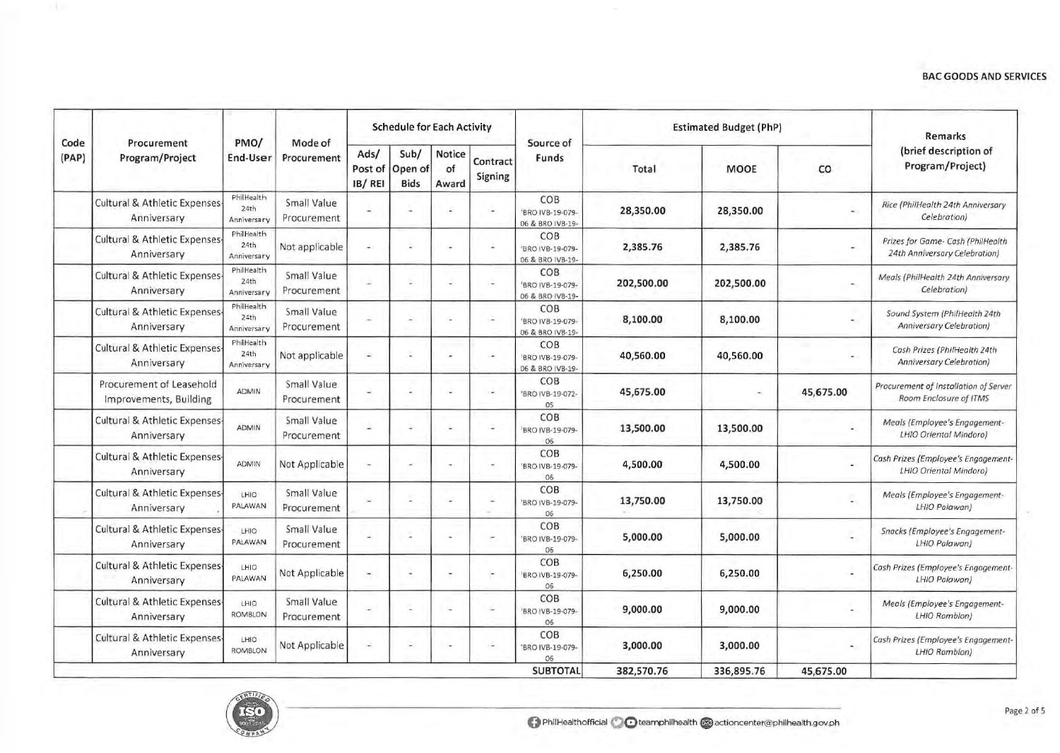| Code (PAP) | Procurement Program/Project | PMO/ End-User | Mode of Procurement | Schedule for Each Activity | | | | Source of Funds | Estimated Budget (PhP) | | | Remarks (brief description of Program/Project) |
|---|---|---|---|---|---|---|---|---|---|---|---|---|
| | | | | Ads/ Post of IB/ REI | Sub/ Open of Bids | Notice of Award | Contract Signing | | Total | MOOE | CO | |
| | Cultural & Athletic Expenses-Anniversary | PhilHealth 24th Anniversary | Small Value Procurement | - | - | - | - | COB 'BRO IVB-19-079-06 & BRO IVB-19- | 28,350.00 | 28,350.00 | - | *Rice (PhilHealth 24th Anniversary Celebration)* |
| | Cultural & Athletic Expenses-Anniversary | PhilHealth 24th Anniversary | Not applicable | - | - | - | - | COB 'BRO IVB-19-079-06 & BRO IVB-19- | 2,385.76 | 2,385.76 | - | *Prizes for Game- Cash (PhilHealth 24th Anniversary Celebration)* |
| | Cultural & Athletic Expenses-Anniversary | PhilHealth 24th Anniversary | Small Value Procurement | - | - | - | - | COB 'BRO IVB-19-079-06 & BRO IVB-19- | 202,500.00 | 202,500.00 | - | *Meals (PhilHealth 24th Anniversary Celebration)* |
| | Cultural & Athletic Expenses-Anniversary | PhilHealth 24th Anniversary | Small Value Procurement | - | - | - | - | COB 'BRO IVB-19-079-06 & BRO IVB-19- | 8,100.00 | 8,100.00 | - | *Sound System (PhilHealth 24th Anniversary Celebration)* |
| | Cultural & Athletic Expenses-Anniversary | PhilHealth 24th Anniversary | Not applicable | - | - | - | - | COB 'BRO IVB-19-079-06 & BRO IVB-19- | 40,560.00 | 40,560.00 | - | *Cash Prizes (PhilHealth 24th Anniversary Celebration)* |
| | Procurement of Leasehold Improvements, Building | ADMIN | Small Value Procurement | - | - | - | - | COB 'BRO IVB-19-072-05 | 45,675.00 | - | 45,675.00 | *Procurement of Installation of Server Room Enclosure of ITMS* |
| | Cultural & Athletic Expenses-Anniversary | ADMIN | Small Value Procurement | - | - | - | - | COB 'BRO IVB-19-079-06 | 13,500.00 | 13,500.00 | - | *Meals (Employee's Engagement-LHIO Oriental Mindoro)* |
| | Cultural & Athletic Expenses-Anniversary | ADMIN | Not Applicable | - | - | - | - | COB 'BRO IVB-19-079-06 | 4,500.00 | 4,500.00 | - | *Cash Prizes (Employee's Engagement-LHIO Oriental Mindoro)* |
| | Cultural & Athletic Expenses-Anniversary | LHIO PALAWAN | Small Value Procurement | - | - | - | - | COB 'BRO IVB-19-079-06 | 13,750.00 | 13,750.00 | - | *Meals (Employee's Engagement-LHIO Palawan)* |
| | Cultural & Athletic Expenses-Anniversary | LHIO PALAWAN | Small Value Procurement | - | - | - | - | COB 'BRO IVB-19-079-06 | 5,000.00 | 5,000.00 | - | *Snacks (Employee's Engagement-LHIO Palawan)* |
| | Cultural & Athletic Expenses-Anniversary | LHIO PALAWAN | Not Applicable | - | - | - | - | COB 'BRO IVB-19-079-06 | 6,250.00 | 6,250.00 | - | *Cash Prizes (Employee's Engagement-LHIO Palawan)* |
| | Cultural & Athletic Expenses-Anniversary | LHIO ROMBLON | Small Value Procurement | - | - | - | - | COB 'BRO IVB-19-079-06 | 9,000.00 | 9,000.00 | - | *Meals (Employee's Engagement-LHIO Romblon)* |
| | Cultural & Athletic Expenses-Anniversary | LHIO ROMBLON | Not Applicable | - | - | - | - | COB 'BRO IVB-19-079-06 | 3,000.00 | 3,000.00 | - | *Cash Prizes (Employee's Engagement-LHIO Romblon)* |
| | | | | | | | | **SUBTOTAL** | 382,570.76 | 336,895.76 | 45,675.00 | |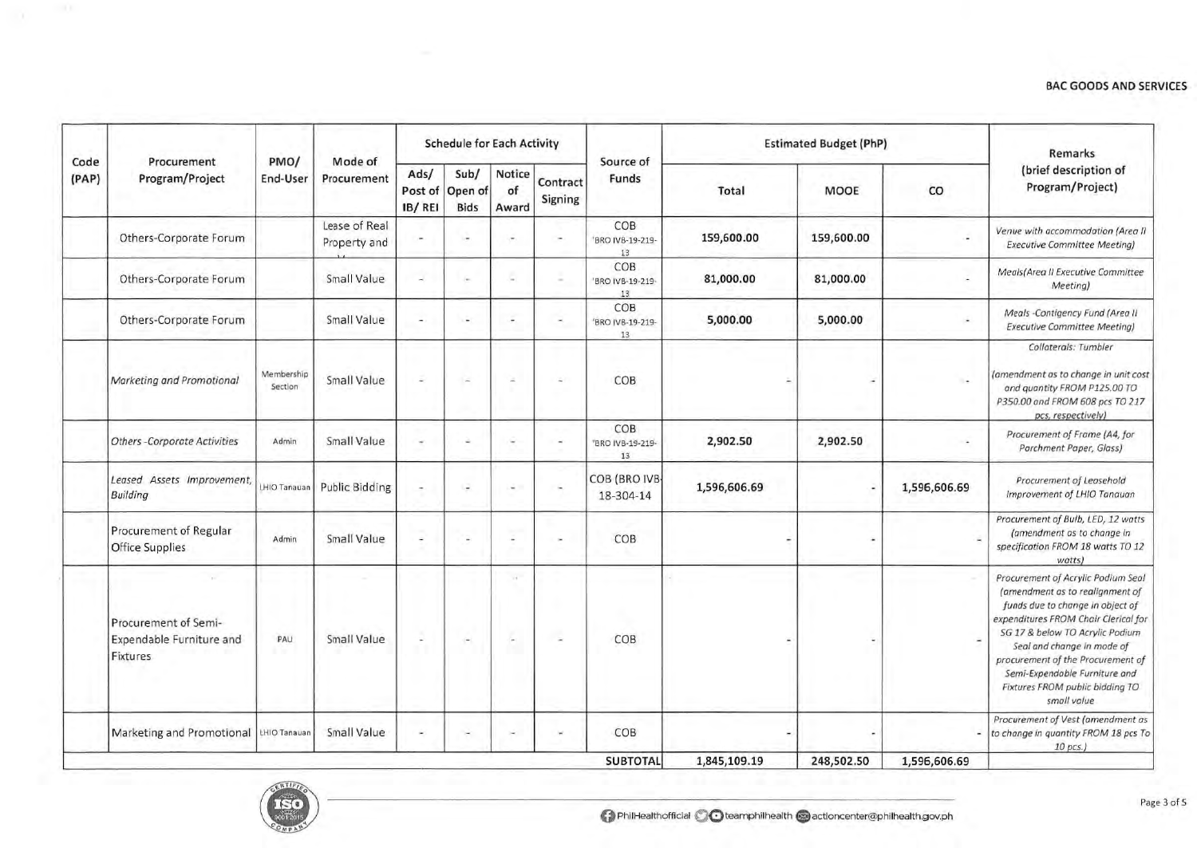**BAC GOODS AND SERVICES**

| Code (PAP) | Procurement Program/Project | PMO/ End-User | Mode of Procurement | Schedule for Each Activity | | | | Source of Funds | Estimated Budget (PhP) | | | Remarks (brief description of Program/Project) |
|---|---|---|---|---|---|---|---|---|---|---|---|---|
| | | | | Ads/ Post of IB/ REI | Sub/ Open of Bids | Notice of Award | Contract Signing | | Total | MOOE | CO | |
| | Others-Corporate Forum | | Lease of Real Property and ... | - | - | - | - | COB 'BRO IVB-19-219-13 | 159,600.00 | 159,600.00 | - | *Venue with accommodation (Area II Executive Committee Meeting)* |
| | Others-Corporate Forum | | Small Value | - | - | - | - | COB 'BRO IVB-19-219-13 | 81,000.00 | 81,000.00 | - | *Meals(Area II Executive Committee Meeting)* |
| | Others-Corporate Forum | | Small Value | - | - | - | - | COB 'BRO IVB-19-219-13 | 5,000.00 | 5,000.00 | - | *Meals -Contigency Fund (Area II Executive Committee Meeting)* |
| | *Marketing and Promotional* | Membership Section | Small Value | - | - | - | - | COB | - | - | - | *Collaterals: Tumbler (amendment as to change in unit cost and quantity FROM P125.00 TO P350.00 and FROM 608 pcs TO 217 pcs, respectively)* |
| | *Others -Corporate Activities* | Admin | Small Value | - | - | - | - | COB 'BRO IVB-19-219-13 | 2,902.50 | 2,902.50 | - | *Procurement of Frame (A4, for Parchment Paper, Glass)* |
| | *Leased Assets Improvement, Building* | LHIO Tanauan | Public Bidding | - | - | - | - | COB (BRO IVB-18-304-14 | 1,596,606.69 | - | 1,596,606.69 | *Procurement of Leasehold Improvement of LHIO Tanauan* |
| | Procurement of Regular Office Supplies | Admin | Small Value | - | - | - | - | COB | - | - | - | *Procurement of Bulb, LED, 12 watts (amendment as to change in specification FROM 18 watts TO 12 watts)* |
| | Procurement of Semi-Expendable Furniture and Fixtures | PAU | Small Value | - | - | - | - | COB | - | - | - | *Procurement of Acrylic Podium Seal (amendment as to realignment of funds due to change in object of expenditures FROM Chair Clerical for SG 17 & below TO Acrylic Podium Seal and change in mode of procurement of the Procurement of Semi-Expendable Furniture and Fixtures FROM public bidding TO small value* |
| | Marketing and Promotional | LHIO Tanauan | Small Value | - | - | - | - | COB | - | - | - | *Procurement of Vest (amendment as to change in quantity FROM 18 pcs To 10 pcs.)* |
| | | | | | | | | **SUBTOTAL** | 1,845,109.19 | 248,502.50 | 1,596,606.69 | |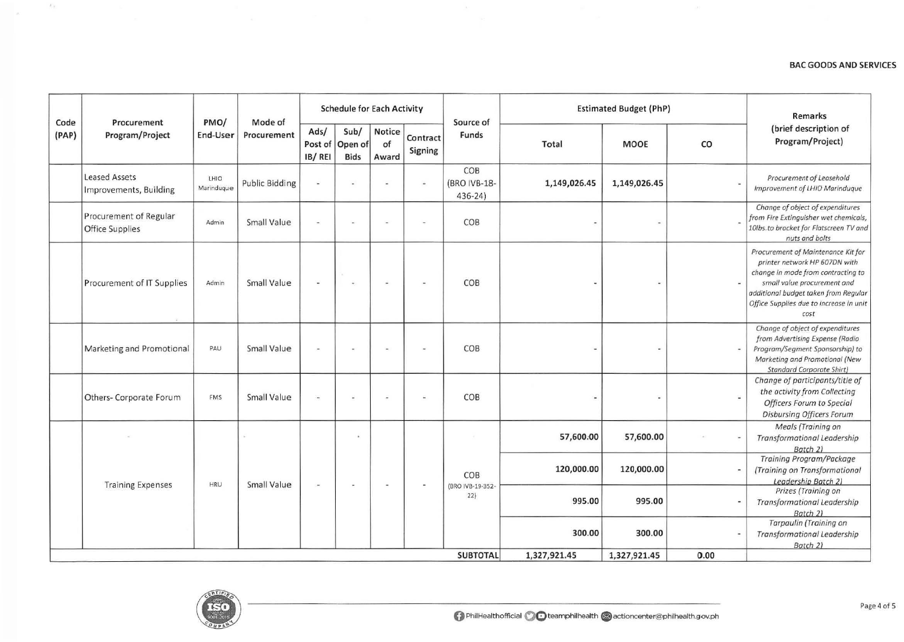BAC GOODS AND SERVICES

| Code (PAP) | Procurement Program/Project | PMO/ End-User | Mode of Procurement | Schedule for Each Activity | | | | Source of Funds | Estimated Budget (PhP) | | | Remarks (brief description of Program/Project) |
|---|---|---|---|---|---|---|---|---|---|---|---|---|
| | | | | Ads/ Post of IB/ REI | Sub/ Open of Bids | Notice of Award | Contract Signing | | Total | MOOE | CO | |
| | Leased Assets Improvements, Building | LHIO Marinduque | Public Bidding | - | - | - | - | COB (BRO IVB-18-436-24) | 1,149,026.45 | 1,149,026.45 | - | *Procurement of Leasehold Improvement of LHIO Marinduque* |
| | Procurement of Regular Office Supplies | Admin | Small Value | - | - | - | - | COB | - | - | - | *Change of object of expenditures from Fire Extinguisher wet chemicals, 10lbs.to bracket for Flatscreen TV and nuts and bolts* |
| | Procurement of IT Supplies | Admin | Small Value | - | - | - | - | COB | - | - | - | *Procurement of Maintenance Kit for printer network HP 607DN with change in mode from contracting to small value procurement and additional budget taken from Regular Office Supplies due to increase in unit cost* |
| | Marketing and Promotional | PAU | Small Value | - | - | - | - | COB | - | - | - | *Change of object of expenditures from Advertising Expense (Radio Program/Segment Sponsorship) to Marketing and Promotional (New Standard Corporate Shirt)* |
| | Others- Corporate Forum | FMS | Small Value | - | - | - | - | COB | - | - | - | *Change of participants/title of the activity from Collecting Officers Forum to Special Disbursing Officers Forum* |
| | Training Expenses | HRU | Small Value | - | - | - | - | COB (BRO IVB-19-352-22) | 57,600.00 | 57,600.00 | - | *Meals (Training on Transformational Leadership Batch 2)* |
| | | | | | | | | | 120,000.00 | 120,000.00 | - | *Training Program/Package (Training on Transformational Leadership Batch 2)* |
| | | | | | | | | | 995.00 | 995.00 | - | *Prizes (Training on Transformational Leadership Batch 2)* |
| | | | | | | | | | 300.00 | 300.00 | - | *Tarpaulin (Training on Transformational Leadership Batch 2)* |
| | | | | | | | | **SUBTOTAL** | 1,327,921.45 | 1,327,921.45 | 0.00 | |

PhilHealthofficial teamphilhealth actioncenter@philhealth.gov.ph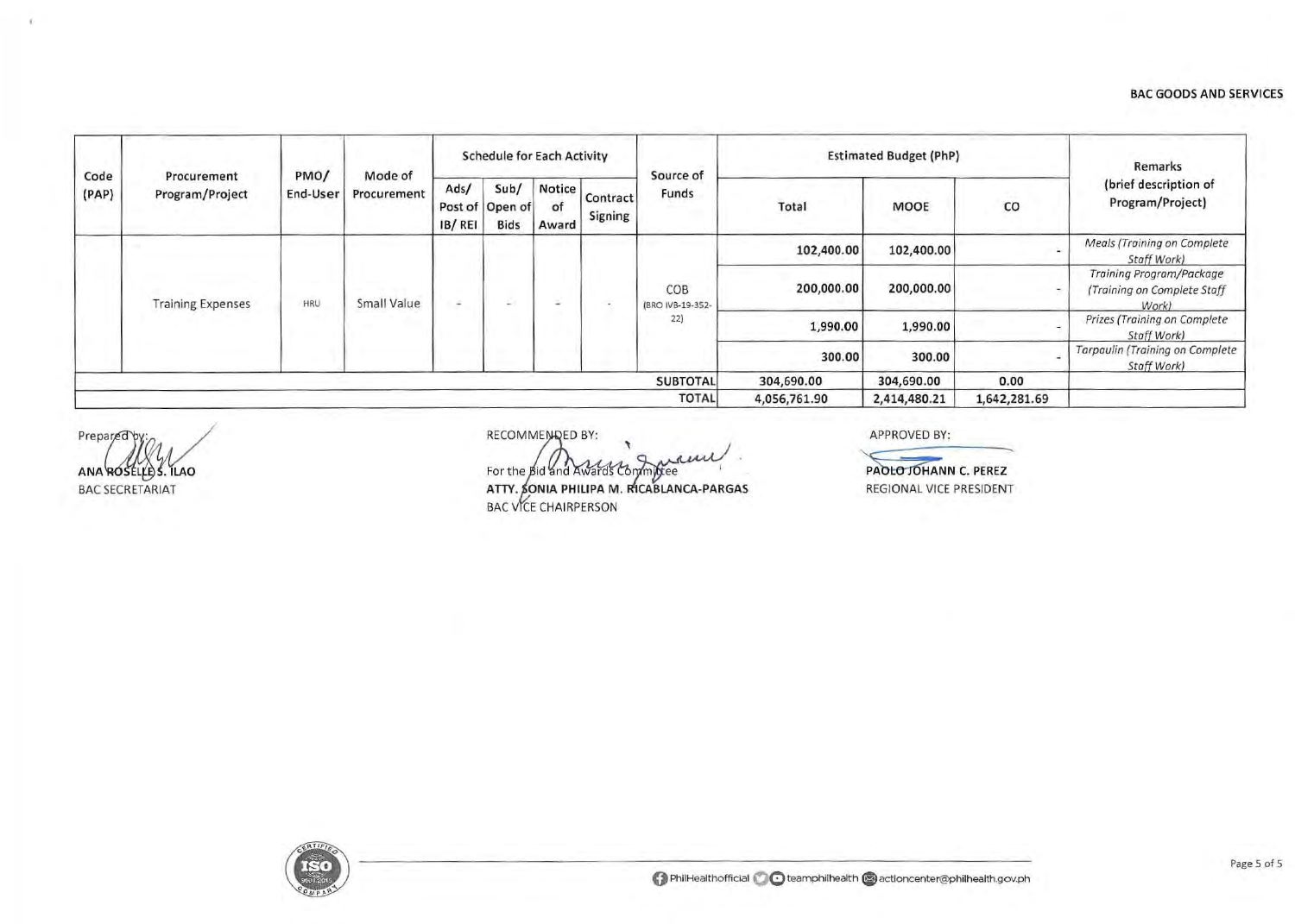BAC GOODS AND SERVICES

| Code (PAP) | Procurement Program/Project | PMO/ End-User | Mode of Procurement | Schedule for Each Activity | | | | Source of Funds | Estimated Budget (PhP) | | | Remarks (brief description of Program/Project) |
|---|---|---|---|---|---|---|---|---|---|---|---|---|
| | | | | Ads/ Post of IB/ REI | Sub/ Open of Bids | Notice of Award | Contract Signing | | Total | MOOE | CO | |
| | Training Expenses | HRU | Small Value | - | - | - | - | COB (BRO IVB-19-352-22) | 102,400.00 | 102,400.00 | - | *Meals (Training on Complete Staff Work)* |
| | | | | | | | | | 200,000.00 | 200,000.00 | - | *Training Program/Package (Training on Complete Staff Work)* |
| | | | | | | | | | 1,990.00 | 1,990.00 | - | *Prizes (Training on Complete Staff Work)* |
| | | | | | | | | | 300.00 | 300.00 | - | *Tarpaulin (Training on Complete Staff Work)* |
| | | | | | | | | SUBTOTAL | 304,690.00 | 304,690.00 | 0.00 | |
| | | | | | | | | TOTAL | 4,056,761.90 | 2,414,480.21 | 1,642,281.69 | |

Prepared by:

**ANA ROSELLE S. ILAO**
BAC SECRETARIAT

RECOMMENDED BY:

For the Bid and Awards Committee
**ATTY. SONIA PHILIPA M. RICABLANCA-PARGAS**
BAC VICE CHAIRPERSON

APPROVED BY:

**PAOLO JOHANN C. PEREZ**
REGIONAL VICE PRESIDENT

PhilHealthofficial teamphilhealth actioncenter@philhealth.gov.ph